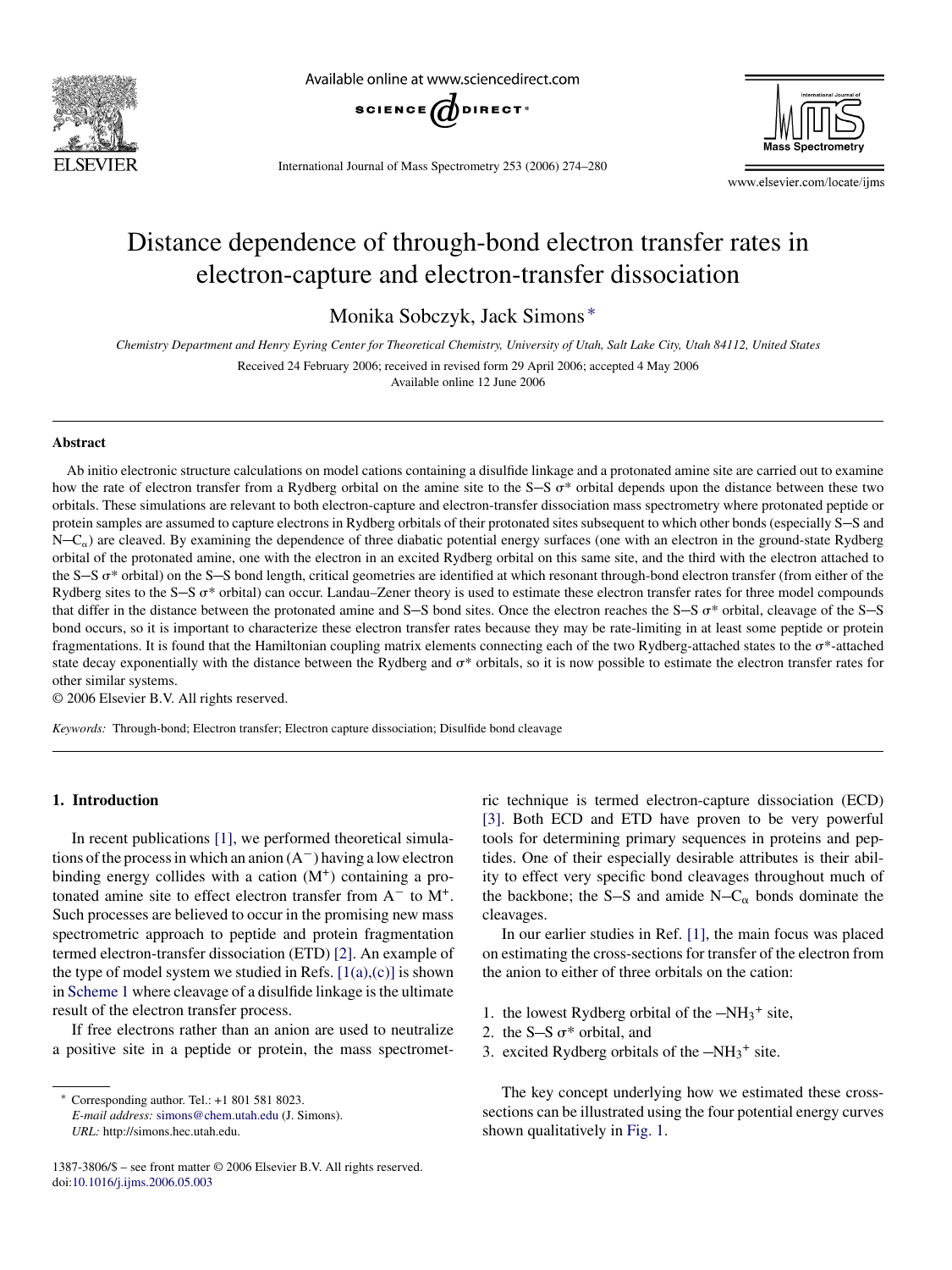# Distance dependence of through-bond electron transfer rates in electron-capture and electron-transfer dissociation

Monika Sobczyk, Jack Simons *

*Chemistry Department and Henry Eyring Center for Theoretical Chemistry, University of Utah, Salt Lake City, Utah 84112, United States*

Received 24 February 2006; received in revised form 29 April 2006; accepted 4 May 2006

Available online 12 June 2006

## Abstract

Ab initio electronic structure calculations on model cations containing a disulfide linkage and a protonated amine site are carried out to examine how the rate of electron transfer from a Rydberg orbital on the amine site to the S—S σ* orbital depends upon the distance between these two orbitals. These simulations are relevant to both electron-capture and electron-transfer dissociation mass spectrometry where protonated peptide or protein samples are assumed to capture electrons in Rydberg orbitals of their protonated sites subsequent to which other bonds (especially S—S and N—$C_\alpha$) are cleaved. By examining the dependence of three diabatic potential energy surfaces (one with an electron in the ground-state Rydberg orbital of the protonated amine, one with the electron in an excited Rydberg orbital on this same site, and the third with the electron attached to the S—S σ* orbital) on the S—S bond length, critical geometries are identified at which resonant through-bond electron transfer (from either of the Rydberg sites to the S—S σ* orbital) can occur. Landau–Zener theory is used to estimate these electron transfer rates for three model compounds that differ in the distance between the protonated amine and S—S bond sites. Once the electron reaches the S—S σ* orbital, cleavage of the S—S bond occurs, so it is important to characterize these electron transfer rates because they may be rate-limiting in at least some peptide or protein fragmentations. It is found that the Hamiltonian coupling matrix elements connecting each of the two Rydberg-attached states to the σ*-attached state decay exponentially with the distance between the Rydberg and σ* orbitals, so it is now possible to estimate the electron transfer rates for other similar systems.

© 2006 Elsevier B.V. All rights reserved.

*Keywords:* Through-bond; Electron transfer; Electron capture dissociation; Disulfide bond cleavage

## 1. Introduction

In recent publications [1], we performed theoretical simulations of the process in which an anion ($A^-$) having a low electron binding energy collides with a cation ($M^+$) containing a protonated amine site to effect electron transfer from $A^-$ to $M^+$. Such processes are believed to occur in the promising new mass spectrometric approach to peptide and protein fragmentation termed electron-transfer dissociation (ETD) [2]. An example of the type of model system we studied in Refs. [1(a),(c)] is shown in Scheme 1 where cleavage of a disulfide linkage is the ultimate result of the electron transfer process.

If free electrons rather than an anion are used to neutralize a positive site in a peptide or protein, the mass spectrometric technique is termed electron-capture dissociation (ECD) [3]. Both ECD and ETD have proven to be very powerful tools for determining primary sequences in proteins and peptides. One of their especially desirable attributes is their ability to effect very specific bond cleavages throughout much of the backbone; the S–S and amide N–$C_\alpha$ bonds dominate the cleavages.

In our earlier studies in Ref. [1], the main focus was placed on estimating the cross-sections for transfer of the electron from the anion to either of three orbitals on the cation:

1. the lowest Rydberg orbital of the $-NH_3^+$ site,
2. the S–S σ* orbital, and
3. excited Rydberg orbitals of the $-NH_3^+$ site.

The key concept underlying how we estimated these cross-sections can be illustrated using the four potential energy curves shown qualitatively in Fig. 1.

* Corresponding author. Tel.: +1 801 581 8023.
*E-mail address:* simons@chem.utah.edu (J. Simons).
*URL:* http://simons.hec.utah.edu.

1387-3806/$ – see front matter © 2006 Elsevier B.V. All rights reserved.
doi:10.1016/j.ijms.2006.05.003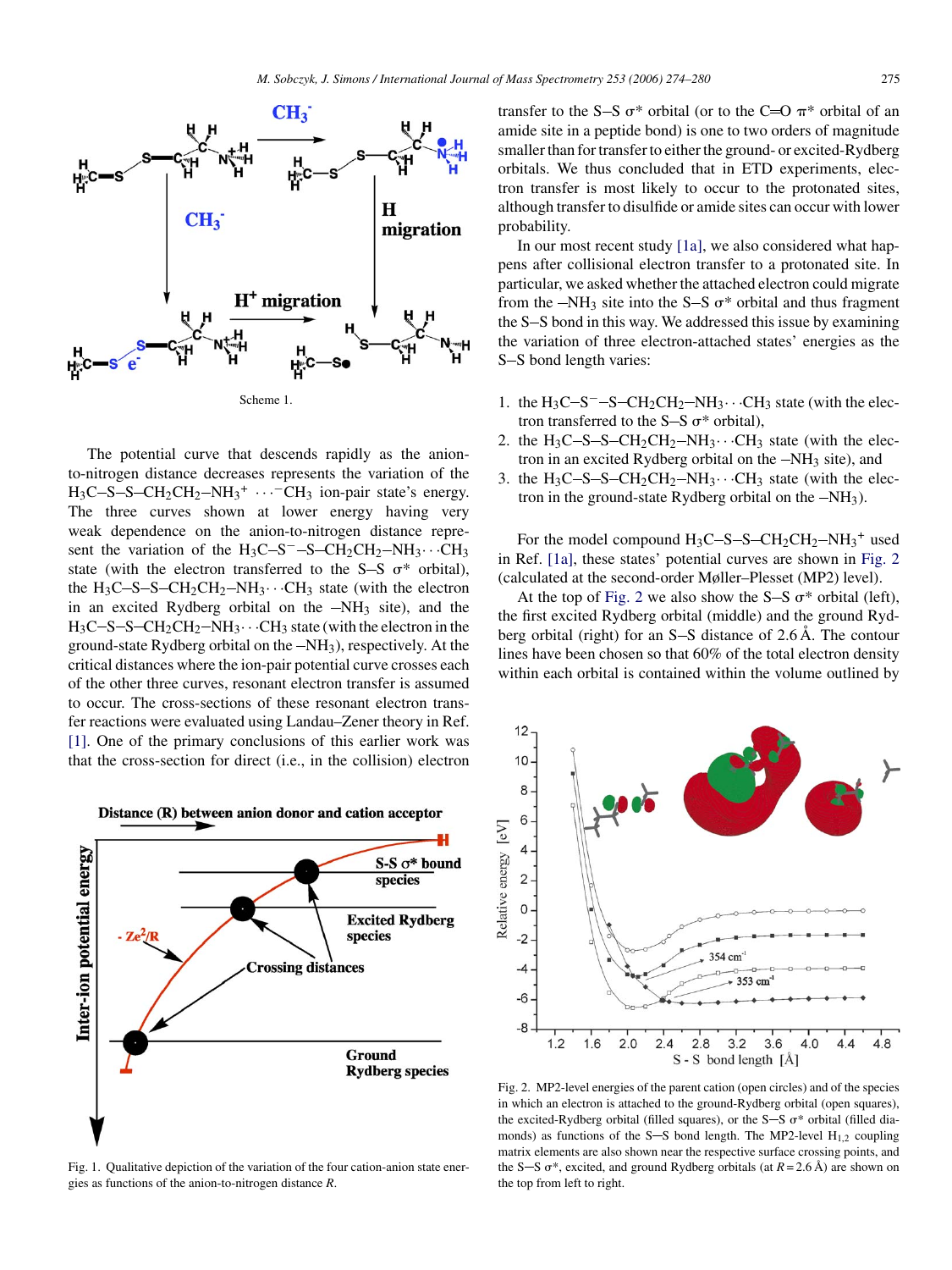Scheme 1.

The potential curve that descends rapidly as the anion-to-nitrogen distance decreases represents the variation of the $H_3C–S–S–CH_2CH_2–NH_3^+ \cdots {}^-CH_3$ ion-pair state's energy. The three curves shown at lower energy having very weak dependence on the anion-to-nitrogen distance represent the variation of the $H_3C–S^-–S–CH_2CH_2–NH_3 \cdots CH_3$ state (with the electron transferred to the S–S σ* orbital), the $H_3C–S–S–CH_2CH_2–NH_3 \cdots CH_3$ state (with the electron in an excited Rydberg orbital on the $–NH_3$ site), and the $H_3C–S–S–CH_2CH_2–NH_3 \cdots CH_3$ state (with the electron in the ground-state Rydberg orbital on the $–NH_3$), respectively. At the critical distances where the ion-pair potential curve crosses each of the other three curves, resonant electron transfer is assumed to occur. The cross-sections of these resonant electron transfer reactions were evaluated using Landau–Zener theory in Ref. [1]. One of the primary conclusions of this earlier work was that the cross-section for direct (i.e., in the collision) electron

Fig. 1. Qualitative depiction of the variation of the four cation-anion state energies as functions of the anion-to-nitrogen distance $R$.

transfer to the S–S σ* orbital (or to the C=O π* orbital of an amide site in a peptide bond) is one to two orders of magnitude smaller than for transfer to either the ground- or excited-Rydberg orbitals. We thus concluded that in ETD experiments, electron transfer is most likely to occur to the protonated sites, although transfer to disulfide or amide sites can occur with lower probability.

In our most recent study [1a], we also considered what happens after collisional electron transfer to a protonated site. In particular, we asked whether the attached electron could migrate from the $–NH_3$ site into the S–S σ* orbital and thus fragment the S–S bond in this way. We addressed this issue by examining the variation of three electron-attached states' energies as the S–S bond length varies:

1. the $H_3C–S^-–S–CH_2CH_2–NH_3 \cdots CH_3$ state (with the electron transferred to the S–S σ* orbital),
2. the $H_3C–S–S–CH_2CH_2–NH_3 \cdots CH_3$ state (with the electron in an excited Rydberg orbital on the $–NH_3$ site), and
3. the $H_3C–S–S–CH_2CH_2–NH_3 \cdots CH_3$ state (with the electron in the ground-state Rydberg orbital on the $–NH_3$).

For the model compound $H_3C–S–S–CH_2CH_2–NH_3^+$ used in Ref. [1a], these states' potential curves are shown in Fig. 2 (calculated at the second-order Møller–Plesset (MP2) level).

At the top of Fig. 2 we also show the S–S σ* orbital (left), the first excited Rydberg orbital (middle) and the ground Rydberg orbital (right) for an S–S distance of 2.6 Å. The contour lines have been chosen so that 60% of the total electron density within each orbital is contained within the volume outlined by

Fig. 2. MP2-level energies of the parent cation (open circles) and of the species in which an electron is attached to the ground-Rydberg orbital (open squares), the excited-Rydberg orbital (filled squares), or the S—S σ* orbital (filled diamonds) as functions of the S—S bond length. The MP2-level $H_{1,2}$ coupling matrix elements are also shown near the respective surface crossing points, and the S—S σ*, excited, and ground Rydberg orbitals (at $R$ = 2.6 Å) are shown on the top from left to right.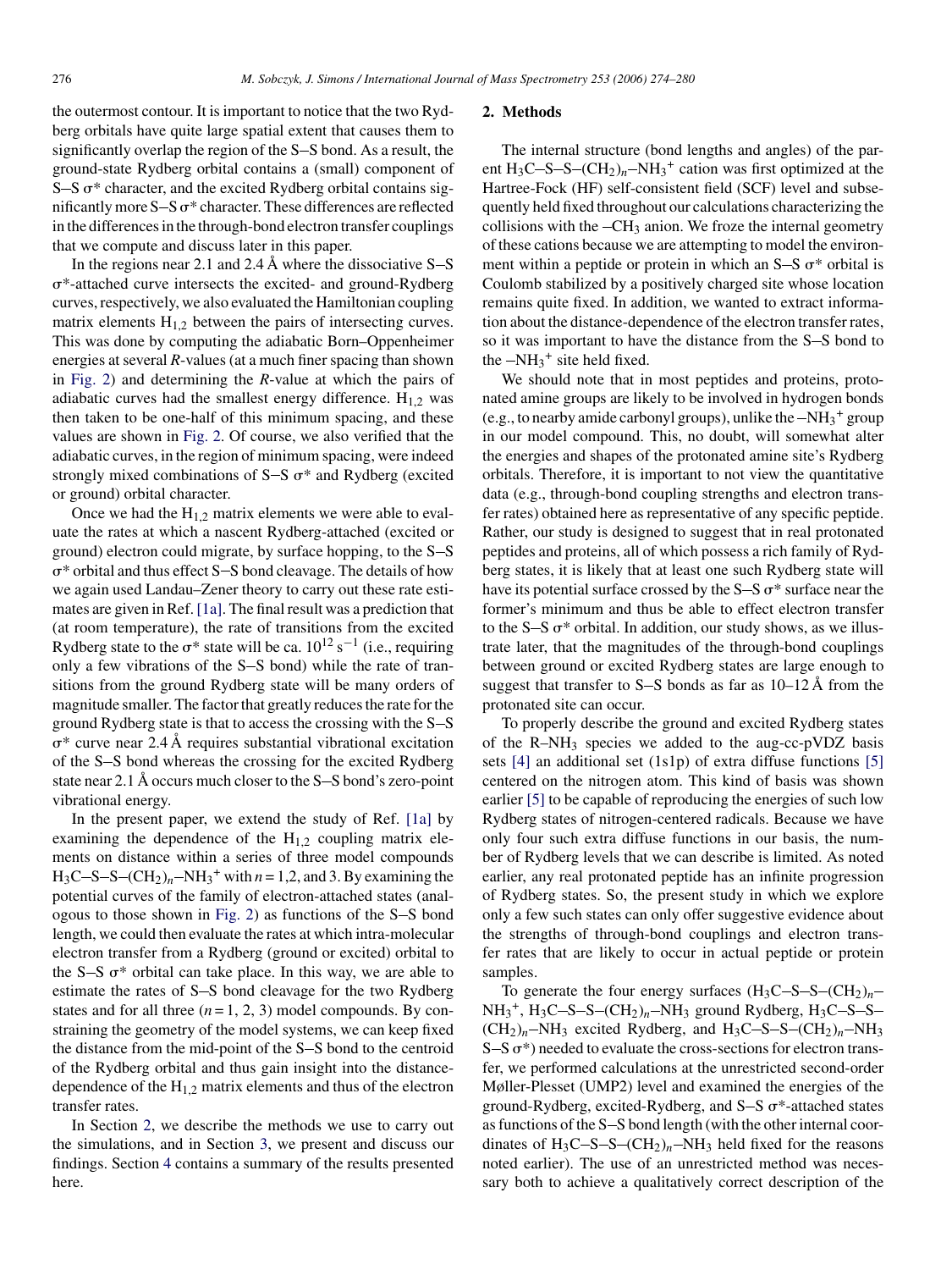the outermost contour. It is important to notice that the two Rydberg orbitals have quite large spatial extent that causes them to significantly overlap the region of the S–S bond. As a result, the ground-state Rydberg orbital contains a (small) component of S–S σ* character, and the excited Rydberg orbital contains significantly more S–S σ* character. These differences are reflected in the differences in the through-bond electron transfer couplings that we compute and discuss later in this paper.

In the regions near 2.1 and 2.4 Å where the dissociative S–S σ*-attached curve intersects the excited- and ground-Rydberg curves, respectively, we also evaluated the Hamiltonian coupling matrix elements $H_{1,2}$ between the pairs of intersecting curves. This was done by computing the adiabatic Born–Oppenheimer energies at several *R*-values (at a much finer spacing than shown in Fig. 2) and determining the *R*-value at which the pairs of adiabatic curves had the smallest energy difference. $H_{1,2}$ was then taken to be one-half of this minimum spacing, and these values are shown in Fig. 2. Of course, we also verified that the adiabatic curves, in the region of minimum spacing, were indeed strongly mixed combinations of S–S σ* and Rydberg (excited or ground) orbital character.

Once we had the $H_{1,2}$ matrix elements we were able to evaluate the rates at which a nascent Rydberg-attached (excited or ground) electron could migrate, by surface hopping, to the S–S σ* orbital and thus effect S–S bond cleavage. The details of how we again used Landau–Zener theory to carry out these rate estimates are given in Ref. [1a]. The final result was a prediction that (at room temperature), the rate of transitions from the excited Rydberg state to the σ* state will be ca. $10^{12}$ s$^{-1}$ (i.e., requiring only a few vibrations of the S–S bond) while the rate of transitions from the ground Rydberg state will be many orders of magnitude smaller. The factor that greatly reduces the rate for the ground Rydberg state is that to access the crossing with the S–S σ* curve near 2.4 Å requires substantial vibrational excitation of the S–S bond whereas the crossing for the excited Rydberg state near 2.1 Å occurs much closer to the S–S bond's zero-point vibrational energy.

In the present paper, we extend the study of Ref. [1a] by examining the dependence of the $H_{1,2}$ coupling matrix elements on distance within a series of three model compounds $H_3C$–S–S–$(CH_2)_n$–$NH_3^+$ with *n* = 1,2, and 3. By examining the potential curves of the family of electron-attached states (analogous to those shown in Fig. 2) as functions of the S–S bond length, we could then evaluate the rates at which intra-molecular electron transfer from a Rydberg (ground or excited) orbital to the S–S σ* orbital can take place. In this way, we are able to estimate the rates of S–S bond cleavage for the two Rydberg states and for all three (*n* = 1, 2, 3) model compounds. By constraining the geometry of the model systems, we can keep fixed the distance from the mid-point of the S–S bond to the centroid of the Rydberg orbital and thus gain insight into the distance-dependence of the $H_{1,2}$ matrix elements and thus of the electron transfer rates.

In Section 2, we describe the methods we use to carry out the simulations, and in Section 3, we present and discuss our findings. Section 4 contains a summary of the results presented here.

## 2. Methods

The internal structure (bond lengths and angles) of the parent $H_3C$–S–S–$(CH_2)_n$–$NH_3^+$ cation was first optimized at the Hartree-Fock (HF) self-consistent field (SCF) level and subsequently held fixed throughout our calculations characterizing the collisions with the –$CH_3$ anion. We froze the internal geometry of these cations because we are attempting to model the environment within a peptide or protein in which an S–S σ* orbital is Coulomb stabilized by a positively charged site whose location remains quite fixed. In addition, we wanted to extract information about the distance-dependence of the electron transfer rates, so it was important to have the distance from the S–S bond to the –$NH_3^+$ site held fixed.

We should note that in most peptides and proteins, protonated amine groups are likely to be involved in hydrogen bonds (e.g., to nearby amide carbonyl groups), unlike the –$NH_3^+$ group in our model compound. This, no doubt, will somewhat alter the energies and shapes of the protonated amine site's Rydberg orbitals. Therefore, it is important to not view the quantitative data (e.g., through-bond coupling strengths and electron transfer rates) obtained here as representative of any specific peptide. Rather, our study is designed to suggest that in real protonated peptides and proteins, all of which possess a rich family of Rydberg states, it is likely that at least one such Rydberg state will have its potential surface crossed by the S–S σ* surface near the former's minimum and thus be able to effect electron transfer to the S–S σ* orbital. In addition, our study shows, as we illustrate later, that the magnitudes of the through-bond couplings between ground or excited Rydberg states are large enough to suggest that transfer to S–S bonds as far as 10–12 Å from the protonated site can occur.

To properly describe the ground and excited Rydberg states of the R–$NH_3$ species we added to the aug-cc-pVDZ basis sets [4] an additional set (1s1p) of extra diffuse functions [5] centered on the nitrogen atom. This kind of basis was shown earlier [5] to be capable of reproducing the energies of such low Rydberg states of nitrogen-centered radicals. Because we have only four such extra diffuse functions in our basis, the number of Rydberg levels that we can describe is limited. As noted earlier, any real protonated peptide has an infinite progression of Rydberg states. So, the present study in which we explore only a few such states can only offer suggestive evidence about the strengths of through-bond couplings and electron transfer rates that are likely to occur in actual peptide or protein samples.

To generate the four energy surfaces ($H_3C$–S–S–$(CH_2)_n$–$NH_3^+$, $H_3C$–S–S–$(CH_2)_n$–$NH_3$ ground Rydberg, $H_3C$–S–S–$(CH_2)_n$–$NH_3$ excited Rydberg, and $H_3C$–S–S–$(CH_2)_n$–$NH_3$ S–S σ*) needed to evaluate the cross-sections for electron transfer, we performed calculations at the unrestricted second-order Møller-Plesset (UMP2) level and examined the energies of the ground-Rydberg, excited-Rydberg, and S–S σ*-attached states as functions of the S–S bond length (with the other internal coordinates of $H_3C$–S–S–$(CH_2)_n$–$NH_3$ held fixed for the reasons noted earlier). The use of an unrestricted method was necessary both to achieve a qualitatively correct description of the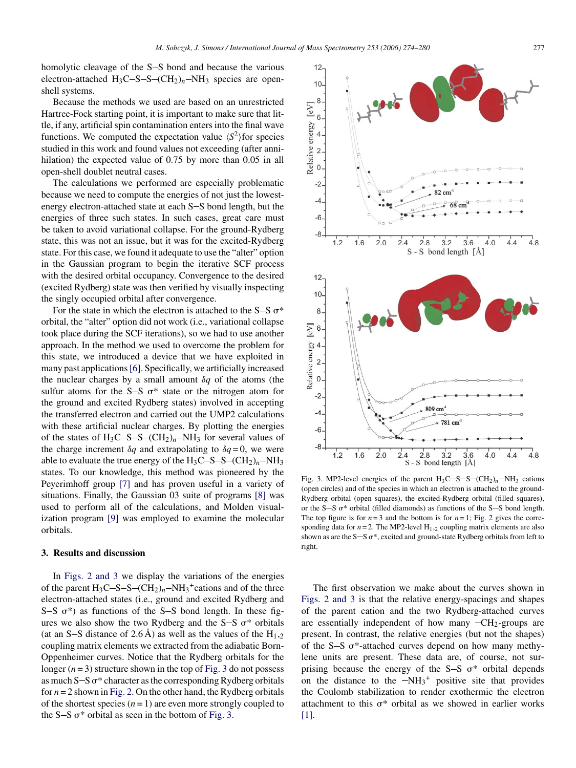homolytic cleavage of the S–S bond and because the various electron-attached $H_3C$–S–S–$(CH_2)_n$–$NH_3$ species are open-shell systems.

Because the methods we used are based on an unrestricted Hartree-Fock starting point, it is important to make sure that little, if any, artificial spin contamination enters into the final wave functions. We computed the expectation value $\langle S^2 \rangle$for species studied in this work and found values not exceeding (after annihilation) the expected value of 0.75 by more than 0.05 in all open-shell doublet neutral cases.

The calculations we performed are especially problematic because we need to compute the energies of not just the lowest-energy electron-attached state at each S–S bond length, but the energies of three such states. In such cases, great care must be taken to avoid variational collapse. For the ground-Rydberg state, this was not an issue, but it was for the excited-Rydberg state. For this case, we found it adequate to use the "alter" option in the Gaussian program to begin the iterative SCF process with the desired orbital occupancy. Convergence to the desired (excited Rydberg) state was then verified by visually inspecting the singly occupied orbital after convergence.

For the state in which the electron is attached to the S–S σ* orbital, the "alter" option did not work (i.e., variational collapse took place during the SCF iterations), so we had to use another approach. In the method we used to overcome the problem for this state, we introduced a device that we have exploited in many past applications [6]. Specifically, we artificially increased the nuclear charges by a small amount $\delta q$ of the atoms (the sulfur atoms for the S–S σ* state or the nitrogen atom for the ground and excited Rydberg states) involved in accepting the transferred electron and carried out the UMP2 calculations with these artificial nuclear charges. By plotting the energies of the states of $H_3C$–S–S–$(CH_2)_n$–$NH_3$ for several values of the charge increment $\delta q$ and extrapolating to $\delta q = 0$, we were able to evaluate the true energy of the $H_3C$–S–S–$(CH_2)_n$–$NH_3$ states. To our knowledge, this method was pioneered by the Peyerimhoff group [7] and has proven useful in a variety of situations. Finally, the Gaussian 03 suite of programs [8] was used to perform all of the calculations, and Molden visualization program [9] was employed to examine the molecular orbitals.

## 3. Results and discussion

In Figs. 2 and 3 we display the variations of the energies of the parent $H_3C$–S–S–$(CH_2)_n$–$NH_3^+$cations and of the three electron-attached states (i.e., ground and excited Rydberg and S–S σ*) as functions of the S–S bond length. In these figures we also show the two Rydberg and the S–S σ* orbitals (at an S–S distance of 2.6 Å) as well as the values of the $H_{1,2}$ coupling matrix elements we extracted from the adiabatic Born-Oppenheimer curves. Notice that the Rydberg orbitals for the longer ($n = 3$) structure shown in the top of Fig. 3 do not possess as much S–S σ* character as the corresponding Rydberg orbitals for $n = 2$ shown in Fig. 2. On the other hand, the Rydberg orbitals of the shortest species ($n = 1$) are even more strongly coupled to the S–S σ* orbital as seen in the bottom of Fig. 3.

Fig. 3. MP2-level energies of the parent $H_3C$–S–S–$(CH_2)_n$–$NH_3$ cations (open circles) and of the species in which an electron is attached to the ground-Rydberg orbital (open squares), the excited-Rydberg orbital (filled squares), or the S–S σ* orbital (filled diamonds) as functions of the S–S bond length. The top figure is for $n = 3$ and the bottom is for $n = 1$; Fig. 2 gives the corresponding data for $n = 2$. The MP2-level $H_{1,2}$ coupling matrix elements are also shown as are the S–S σ*, excited and ground-state Rydberg orbitals from left to right.

The first observation we make about the curves shown in Figs. 2 and 3 is that the relative energy-spacings and shapes of the parent cation and the two Rydberg-attached curves are essentially independent of how many $-CH_2$-groups are present. In contrast, the relative energies (but not the shapes) of the S–S σ*-attached curves depend on how many methylene units are present. These data are, of course, not surprising because the energy of the S–S σ* orbital depends on the distance to the $-NH_3^+$ positive site that provides the Coulomb stabilization to render exothermic the electron attachment to this σ* orbital as we showed in earlier works [1].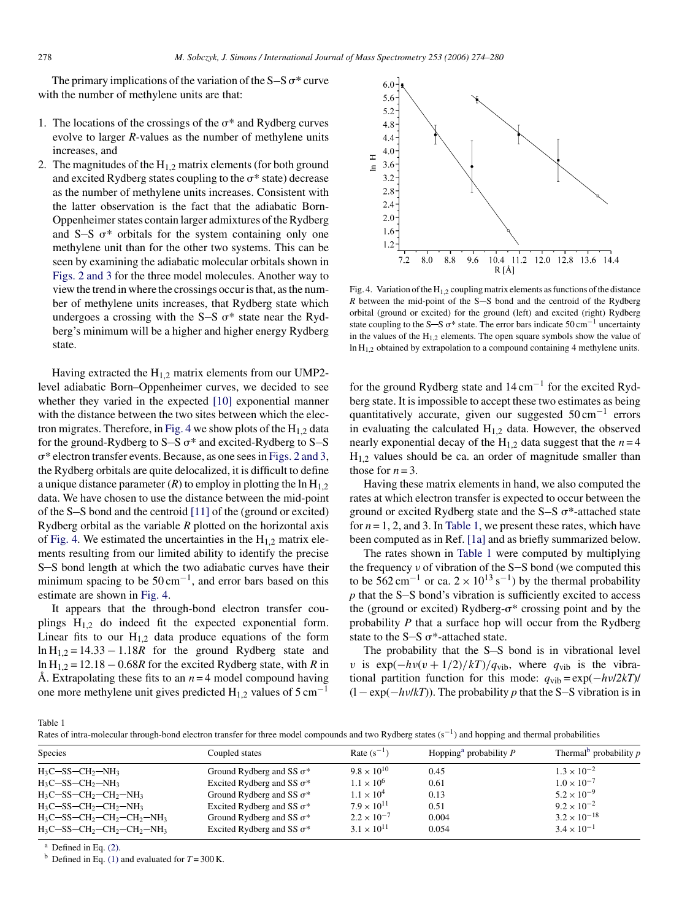The primary implications of the variation of the S–S σ* curve with the number of methylene units are that:

1. The locations of the crossings of the σ* and Rydberg curves evolve to larger $R$-values as the number of methylene units increases, and
2. The magnitudes of the $H_{1,2}$ matrix elements (for both ground and excited Rydberg states coupling to the σ* state) decrease as the number of methylene units increases. Consistent with the latter observation is the fact that the adiabatic Born-Oppenheimer states contain larger admixtures of the Rydberg and S–S σ* orbitals for the system containing only one methylene unit than for the other two systems. This can be seen by examining the adiabatic molecular orbitals shown in Figs. 2 and 3 for the three model molecules. Another way to view the trend in where the crossings occur is that, as the number of methylene units increases, that Rydberg state which undergoes a crossing with the S–S σ* state near the Rydberg's minimum will be a higher and higher energy Rydberg state.

Having extracted the $H_{1,2}$ matrix elements from our UMP2-level adiabatic Born–Oppenheimer curves, we decided to see whether they varied in the expected [10] exponential manner with the distance between the two sites between which the electron migrates. Therefore, in Fig. 4 we show plots of the $H_{1,2}$ data for the ground-Rydberg to S–S σ* and excited-Rydberg to S–S σ* electron transfer events. Because, as one sees in Figs. 2 and 3, the Rydberg orbitals are quite delocalized, it is difficult to define a unique distance parameter ($R$) to employ in plotting the $\ln H_{1,2}$ data. We have chosen to use the distance between the mid-point of the S–S bond and the centroid [11] of the (ground or excited) Rydberg orbital as the variable $R$ plotted on the horizontal axis of Fig. 4. We estimated the uncertainties in the $H_{1,2}$ matrix elements resulting from our limited ability to identify the precise S–S bond length at which the two adiabatic curves have their minimum spacing to be 50 cm$^{-1}$, and error bars based on this estimate are shown in Fig. 4.

Fig. 4. Variation of the $H_{1,2}$ coupling matrix elements as functions of the distance $R$ between the mid-point of the S–S bond and the centroid of the Rydberg orbital (ground or excited) for the ground (left) and excited (right) Rydberg state coupling to the S–S σ* state. The error bars indicate 50 cm$^{-1}$ uncertainty in the values of the $H_{1,2}$ elements. The open square symbols show the value of $\ln H_{1,2}$ obtained by extrapolation to a compound containing 4 methylene units.

It appears that the through-bond electron transfer couplings $H_{1,2}$ do indeed fit the expected exponential form. Linear fits to our $H_{1,2}$ data produce equations of the form $\ln H_{1,2} = 14.33 - 1.18R$ for the ground Rydberg state and $\ln H_{1,2} = 12.18 - 0.68R$ for the excited Rydberg state, with $R$ in Å. Extrapolating these fits to an $n = 4$ model compound having one more methylene unit gives predicted $H_{1,2}$ values of 5 cm$^{-1}$ for the ground Rydberg state and 14 cm$^{-1}$ for the excited Rydberg state. It is impossible to accept these two estimates as being quantitatively accurate, given our suggested 50 cm$^{-1}$ errors in evaluating the calculated $H_{1,2}$ data. However, the observed nearly exponential decay of the $H_{1,2}$ data suggest that the $n = 4$ $H_{1,2}$ values should be ca. an order of magnitude smaller than those for $n = 3$.

Having these matrix elements in hand, we also computed the rates at which electron transfer is expected to occur between the ground or excited Rydberg state and the S–S σ*-attached state for $n = 1$, 2, and 3. In Table 1, we present these rates, which have been computed as in Ref. [1a] and as briefly summarized below.

The rates shown in Table 1 were computed by multiplying the frequency $\nu$ of vibration of the S–S bond (we computed this to be 562 cm$^{-1}$ or ca. $2 \times 10^{13}$ s$^{-1}$) by the thermal probability $p$ that the S–S bond's vibration is sufficiently excited to access the (ground or excited) Rydberg-σ* crossing point and by the probability $P$ that a surface hop will occur from the Rydberg state to the S–S σ*-attached state.

The probability that the S–S bond is in vibrational level $v$ is $\exp(-h\nu(v + 1/2)/kT)/q_{\text{vib}}$, where $q_{\text{vib}}$ is the vibrational partition function for this mode: $q_{\text{vib}} = \exp(-h\nu/2kT)/(1 - \exp(-h\nu/kT))$. The probability $p$ that the S–S vibration is in

Table 1
Rates of intra-molecular through-bond electron transfer for three model compounds and two Rydberg states (s$^{-1}$) and hopping and thermal probabilities

| Species | Coupled states | Rate (s$^{-1}$) | Hopping[a] probability $P$ | Thermal[b] probability $p$ |
|---|---|---|---|---|
| $H_3C$–SS–$CH_2$–$NH_3$ | Ground Rydberg and SS σ* | $9.8 \times 10^{10}$ | 0.45 | $1.3 \times 10^{-2}$ |
| $H_3C$–SS–$CH_2$–$NH_3$ | Excited Rydberg and SS σ* | $1.1 \times 10^{6}$ | 0.61 | $1.0 \times 10^{-7}$ |
| $H_3C$–SS–$CH_2$–$CH_2$–$NH_3$ | Ground Rydberg and SS σ* | $1.1 \times 10^{4}$ | 0.13 | $5.2 \times 10^{-9}$ |
| $H_3C$–SS–$CH_2$–$CH_2$–$NH_3$ | Excited Rydberg and SS σ* | $7.9 \times 10^{11}$ | 0.51 | $9.2 \times 10^{-2}$ |
| $H_3C$–SS–$CH_2$–$CH_2$–$CH_2$–$NH_3$ | Ground Rydberg and SS σ* | $2.2 \times 10^{-7}$ | 0.004 | $3.2 \times 10^{-18}$ |
| $H_3C$–SS–$CH_2$–$CH_2$–$CH_2$–$NH_3$ | Excited Rydberg and SS σ* | $3.1 \times 10^{11}$ | 0.054 | $3.4 \times 10^{-1}$ |

[a] Defined in Eq. (2).
[b] Defined in Eq. (1) and evaluated for $T = 300$ K.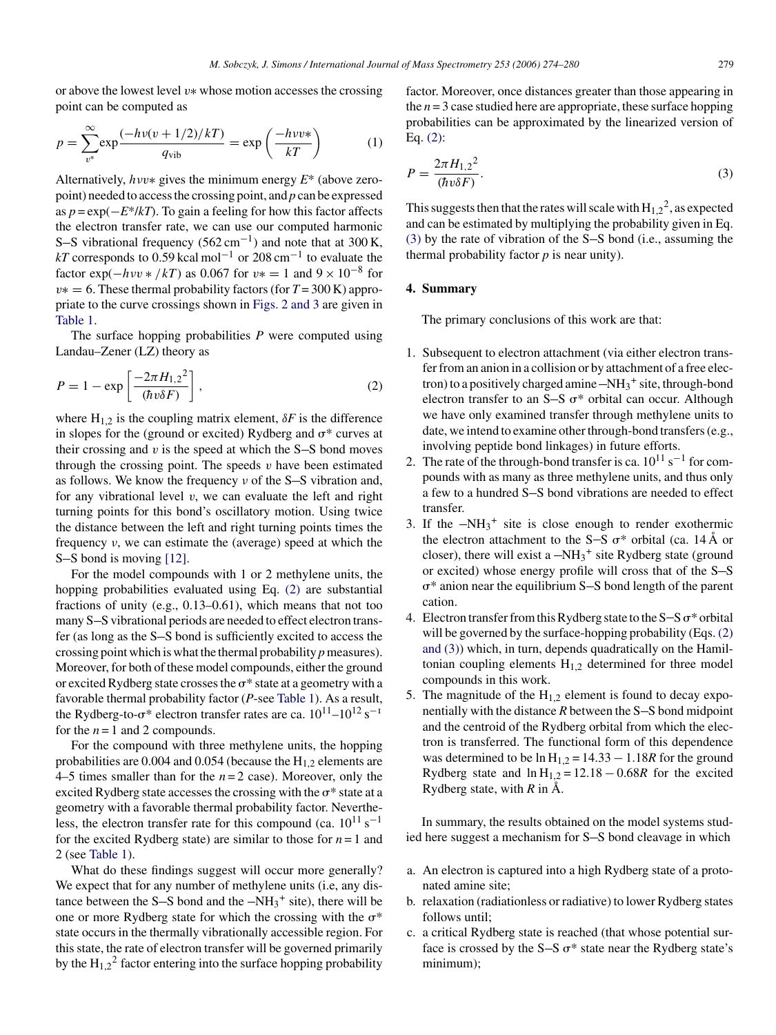or above the lowest level $v*$ whose motion accesses the crossing point can be computed as

$$p = \sum_{v^*}^{\infty} \exp\frac{(-h\nu(v+1/2)/kT)}{q_{\text{vib}}} = \exp\left(\frac{-h\nu v*}{kT}\right) \quad (1)$$

Alternatively, $h\nu v*$ gives the minimum energy $E^*$ (above zero-point) needed to access the crossing point, and $p$ can be expressed as $p = \exp(-E^*/kT)$. To gain a feeling for how this factor affects the electron transfer rate, we can use our computed harmonic S–S vibrational frequency (562 cm$^{-1}$) and note that at 300 K, $kT$ corresponds to 0.59 kcal mol$^{-1}$ or 208 cm$^{-1}$ to evaluate the factor $\exp(-h\nu v*/kT)$ as 0.067 for $v* = 1$ and $9 \times 10^{-8}$ for $v* = 6$. These thermal probability factors (for $T = 300$ K) appropriate to the curve crossings shown in Figs. 2 and 3 are given in Table 1.

The surface hopping probabilities $P$ were computed using Landau–Zener (LZ) theory as

$$P = 1 - \exp\left[\frac{-2\pi H_{1,2}{}^2}{(\hbar v \delta F)}\right], \quad (2)$$

where $H_{1,2}$ is the coupling matrix element, $\delta F$ is the difference in slopes for the (ground or excited) Rydberg and σ* curves at their crossing and $v$ is the speed at which the S–S bond moves through the crossing point. The speeds $v$ have been estimated as follows. We know the frequency $\nu$ of the S–S vibration and, for any vibrational level $v$, we can evaluate the left and right turning points for this bond's oscillatory motion. Using twice the distance between the left and right turning points times the frequency $\nu$, we can estimate the (average) speed at which the S–S bond is moving [12].

For the model compounds with 1 or 2 methylene units, the hopping probabilities evaluated using Eq. (2) are substantial fractions of unity (e.g., 0.13–0.61), which means that not too many S–S vibrational periods are needed to effect electron transfer (as long as the S–S bond is sufficiently excited to access the crossing point which is what the thermal probability $p$ measures). Moreover, for both of these model compounds, either the ground or excited Rydberg state crosses the σ* state at a geometry with a favorable thermal probability factor ($P$-see Table 1). As a result, the Rydberg-to-σ* electron transfer rates are ca. $10^{11}$–$10^{12}$ s$^{-1}$ for the $n = 1$ and 2 compounds.

For the compound with three methylene units, the hopping probabilities are 0.004 and 0.054 (because the $H_{1,2}$ elements are 4–5 times smaller than for the $n = 2$ case). Moreover, only the excited Rydberg state accesses the crossing with the σ* state at a geometry with a favorable thermal probability factor. Nevertheless, the electron transfer rate for this compound (ca. $10^{11}$ s$^{-1}$ for the excited Rydberg state) are similar to those for $n = 1$ and 2 (see Table 1).

What do these findings suggest will occur more generally? We expect that for any number of methylene units (i.e, any distance between the S–S bond and the $-NH_3{}^+$ site), there will be one or more Rydberg state for which the crossing with the σ* state occurs in the thermally vibrationally accessible region. For this state, the rate of electron transfer will be governed primarily by the $H_{1,2}{}^2$ factor entering into the surface hopping probability factor. Moreover, once distances greater than those appearing in the $n = 3$ case studied here are appropriate, these surface hopping probabilities can be approximated by the linearized version of Eq. (2):

$$P = \frac{2\pi H_{1,2}{}^2}{(\hbar v \delta F)}. \quad (3)$$

This suggests then that the rates will scale with $H_{1,2}{}^2$, as expected and can be estimated by multiplying the probability given in Eq. (3) by the rate of vibration of the S–S bond (i.e., assuming the thermal probability factor $p$ is near unity).

## 4. Summary

The primary conclusions of this work are that:

1. Subsequent to electron attachment (via either electron transfer from an anion in a collision or by attachment of a free electron) to a positively charged amine $-NH_3{}^+$ site, through-bond electron transfer to an S–S σ* orbital can occur. Although we have only examined transfer through methylene units to date, we intend to examine other through-bond transfers (e.g., involving peptide bond linkages) in future efforts.
2. The rate of the through-bond transfer is ca. $10^{11}$ s$^{-1}$ for compounds with as many as three methylene units, and thus only a few to a hundred S–S bond vibrations are needed to effect transfer.
3. If the $-NH_3{}^+$ site is close enough to render exothermic the electron attachment to the S–S σ* orbital (ca. 14 Å or closer), there will exist a $-NH_3{}^+$ site Rydberg state (ground or excited) whose energy profile will cross that of the S–S σ* anion near the equilibrium S–S bond length of the parent cation.
4. Electron transfer from this Rydberg state to the S–S σ* orbital will be governed by the surface-hopping probability (Eqs. (2) and (3)) which, in turn, depends quadratically on the Hamiltonian coupling elements $H_{1,2}$ determined for three model compounds in this work.
5. The magnitude of the $H_{1,2}$ element is found to decay exponentially with the distance $R$ between the S–S bond midpoint and the centroid of the Rydberg orbital from which the electron is transferred. The functional form of this dependence was determined to be $\ln H_{1,2} = 14.33 - 1.18R$ for the ground Rydberg state and $\ln H_{1,2} = 12.18 - 0.68R$ for the excited Rydberg state, with $R$ in Å.

In summary, the results obtained on the model systems studied here suggest a mechanism for S–S bond cleavage in which

a. An electron is captured into a high Rydberg state of a protonated amine site;
b. relaxation (radiationless or radiative) to lower Rydberg states follows until;
c. a critical Rydberg state is reached (that whose potential surface is crossed by the S–S σ* state near the Rydberg state's minimum);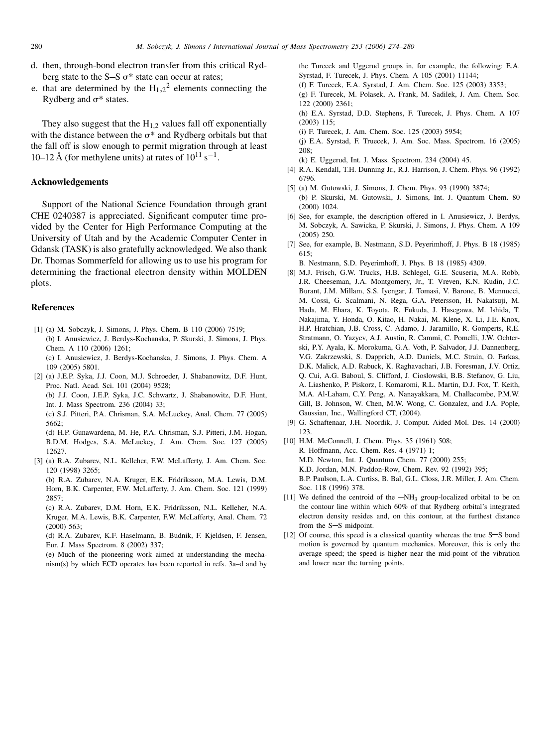d. then, through-bond electron transfer from this critical Rydberg state to the S–S σ* state can occur at rates;
e. that are determined by the $H_{1,2}{}^2$ elements connecting the Rydberg and σ* states.

They also suggest that the $H_{1,2}$ values fall off exponentially with the distance between the σ* and Rydberg orbitals but that the fall off is slow enough to permit migration through at least 10–12 Å (for methylene units) at rates of $10^{11}$ s$^{-1}$.

## Acknowledgements

Support of the National Science Foundation through grant CHE 0240387 is appreciated. Significant computer time provided by the Center for High Performance Computing at the University of Utah and by the Academic Computer Center in Gdansk (TASK) is also gratefully acknowledged. We also thank Dr. Thomas Sommerfeld for allowing us to use his program for determining the fractional electron density within MOLDEN plots.

## References

[1] (a) M. Sobczyk, J. Simons, J. Phys. Chem. B 110 (2006) 7519;
(b) I. Anusiewicz, J. Berdys-Kochanska, P. Skurski, J. Simons, J. Phys. Chem. A 110 (2006) 1261;
(c) I. Anusiewicz, J. Berdys-Kochanska, J. Simons, J. Phys. Chem. A 109 (2005) 5801.

[2] (a) J.E.P. Syka, J.J. Coon, M.J. Schroeder, J. Shabanowitz, D.F. Hunt, Proc. Natl. Acad. Sci. 101 (2004) 9528;
(b) J.J. Coon, J.E.P. Syka, J.C. Schwartz, J. Shabanowitz, D.F. Hunt, Int. J. Mass Spectrom. 236 (2004) 33;
(c) S.J. Pitteri, P.A. Chrisman, S.A. McLuckey, Anal. Chem. 77 (2005) 5662;
(d) H.P. Gunawardena, M. He, P.A. Chrisman, S.J. Pitteri, J.M. Hogan, B.D.M. Hodges, S.A. McLuckey, J. Am. Chem. Soc. 127 (2005) 12627.

[3] (a) R.A. Zubarev, N.L. Kelleher, F.W. McLafferty, J. Am. Chem. Soc. 120 (1998) 3265;
(b) R.A. Zubarev, N.A. Kruger, E.K. Fridriksson, M.A. Lewis, D.M. Horn, B.K. Carpenter, F.W. McLafferty, J. Am. Chem. Soc. 121 (1999) 2857;
(c) R.A. Zubarev, D.M. Horn, E.K. Fridriksson, N.L. Kelleher, N.A. Kruger, M.A. Lewis, B.K. Carpenter, F.W. McLafferty, Anal. Chem. 72 (2000) 563;
(d) R.A. Zubarev, K.F. Haselmann, B. Budnik, F. Kjeldsen, F. Jensen, Eur. J. Mass Spectrom. 8 (2002) 337;
(e) Much of the pioneering work aimed at understanding the mechanism(s) by which ECD operates has been reported in refs. 3a–d and by the Turecek and Uggerud groups in, for example, the following: E.A. Syrstad, F. Turecek, J. Phys. Chem. A 105 (2001) 11144;
(f) F. Turecek, E.A. Syrstad, J. Am. Chem. Soc. 125 (2003) 3353;
(g) F. Turecek, M. Polasek, A. Frank, M. Sadilek, J. Am. Chem. Soc. 122 (2000) 2361;
(h) E.A. Syrstad, D.D. Stephens, F. Turecek, J. Phys. Chem. A 107 (2003) 115;
(i) F. Turecek, J. Am. Chem. Soc. 125 (2003) 5954;
(j) E.A. Syrstad, F. Truecek, J. Am. Soc. Mass. Spectrom. 16 (2005) 208;
(k) E. Uggerud, Int. J. Mass. Spectrom. 234 (2004) 45.

[4] R.A. Kendall, T.H. Dunning Jr., R.J. Harrison, J. Chem. Phys. 96 (1992) 6796.

[5] (a) M. Gutowski, J. Simons, J. Chem. Phys. 93 (1990) 3874;
(b) P. Skurski, M. Gutowski, J. Simons, Int. J. Quantum Chem. 80 (2000) 1024.

[6] See, for example, the description offered in I. Anusiewicz, J. Berdys, M. Sobczyk, A. Sawicka, P. Skurski, J. Simons, J. Phys. Chem. A 109 (2005) 250.

[7] See, for example, B. Nestmann, S.D. Peyerimhoff, J. Phys. B 18 (1985) 615;
B. Nestmann, S.D. Peyerimhoff, J. Phys. B 18 (1985) 4309.

[8] M.J. Frisch, G.W. Trucks, H.B. Schlegel, G.E. Scuseria, M.A. Robb, J.R. Cheeseman, J.A. Montgomery, Jr., T. Vreven, K.N. Kudin, J.C. Burant, J.M. Millam, S.S. Iyengar, J. Tomasi, V. Barone, B. Mennucci, M. Cossi, G. Scalmani, N. Rega, G.A. Petersson, H. Nakatsuji, M. Hada, M. Ehara, K. Toyota, R. Fukuda, J. Hasegawa, M. Ishida, T. Nakajima, Y. Honda, O. Kitao, H. Nakai, M. Klene, X. Li, J.E. Knox, H.P. Hratchian, J.B. Cross, C. Adamo, J. Jaramillo, R. Gomperts, R.E. Stratmann, O. Yazyev, A.J. Austin, R. Cammi, C. Pomelli, J.W. Ochterski, P.Y. Ayala, K. Morokuma, G.A. Voth, P. Salvador, J.J. Dannenberg, V.G. Zakrzewski, S. Dapprich, A.D. Daniels, M.C. Strain, O. Farkas, D.K. Malick, A.D. Rabuck, K. Raghavachari, J.B. Foresman, J.V. Ortiz, Q. Cui, A.G. Baboul, S. Clifford, J. Cioslowski, B.B. Stefanov, G. Liu, A. Liashenko, P. Piskorz, I. Komaromi, R.L. Martin, D.J. Fox, T. Keith, M.A. Al-Laham, C.Y. Peng, A. Nanayakkara, M. Challacombe, P.M.W. Gill, B. Johnson, W. Chen, M.W. Wong, C. Gonzalez, and J.A. Pople, Gaussian, Inc., Wallingford CT, (2004).

[9] G. Schaftenaar, J.H. Noordik, J. Comput. Aided Mol. Des. 14 (2000) 123.

[10] H.M. McConnell, J. Chem. Phys. 35 (1961) 508;
R. Hoffmann, Acc. Chem. Res. 4 (1971) 1;
M.D. Newton, Int. J. Quantum Chem. 77 (2000) 255;
K.D. Jordan, M.N. Paddon-Row, Chem. Rev. 92 (1992) 395;
B.P. Paulson, L.A. Curtiss, B. Bal, G.L. Closs, J.R. Miller, J. Am. Chem. Soc. 118 (1996) 378.

[11] We defined the centroid of the $-NH_3$ group-localized orbital to be on the contour line within which 60% of that Rydberg orbital's integrated electron density resides and, on this contour, at the furthest distance from the S—S midpoint.

[12] Of course, this speed is a classical quantity whereas the true S—S bond motion is governed by quantum mechanics. Moreover, this is only the average speed; the speed is higher near the mid-point of the vibration and lower near the turning points.